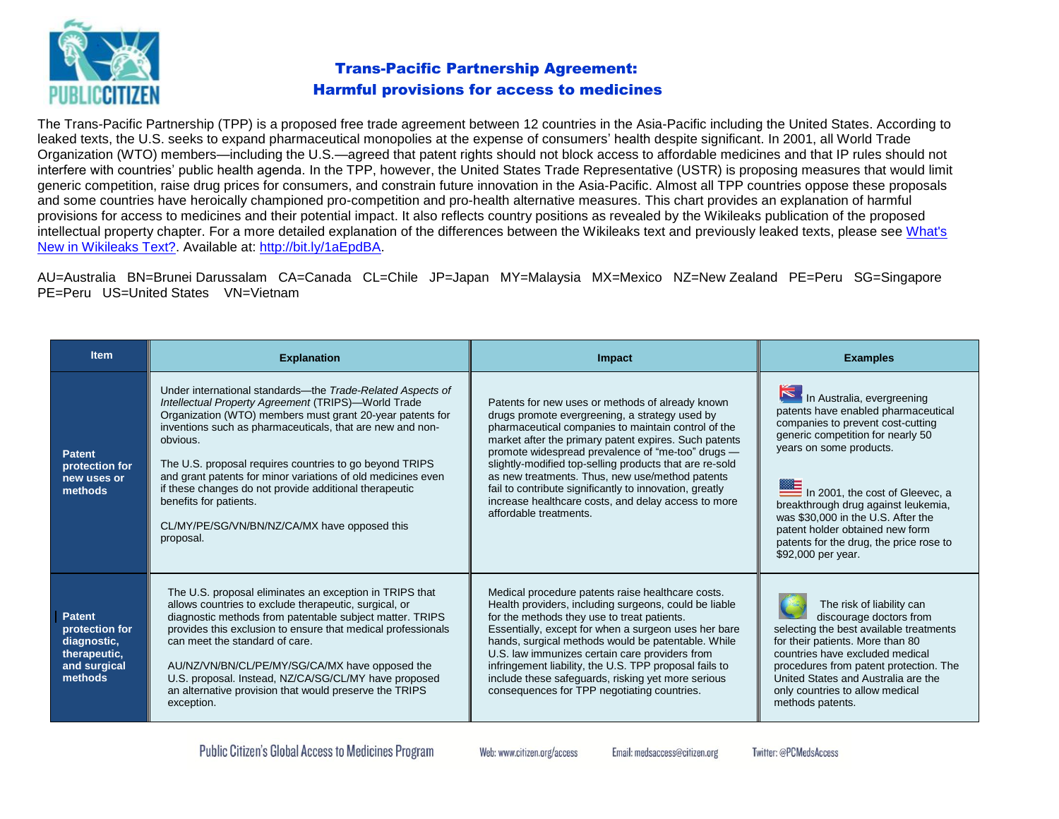# Trans-Pacific Partnership Agreement:
# Harmful provisions for access to medicines

The Trans-Pacific Partnership (TPP) is a proposed free trade agreement between 12 countries in the Asia-Pacific including the United States. According to leaked texts, the U.S. seeks to expand pharmaceutical monopolies at the expense of consumers' health despite significant. In 2001, all World Trade Organization (WTO) members—including the U.S.—agreed that patent rights should not block access to affordable medicines and that IP rules should not interfere with countries' public health agenda. In the TPP, however, the United States Trade Representative (USTR) is proposing measures that would limit generic competition, raise drug prices for consumers, and constrain future innovation in the Asia-Pacific. Almost all TPP countries oppose these proposals and some countries have heroically championed pro-competition and pro-health alternative measures. This chart provides an explanation of harmful provisions for access to medicines and their potential impact. It also reflects country positions as revealed by the Wikileaks publication of the proposed intellectual property chapter. For a more detailed explanation of the differences between the Wikileaks text and previously leaked texts, please see [What's New in Wikileaks Text?](http://bit.ly/1aEpdBA). Available at: [http://bit.ly/1aEpdBA](http://bit.ly/1aEpdBA).

AU=Australia BN=Brunei Darussalam CA=Canada CL=Chile JP=Japan MY=Malaysia MX=Mexico NZ=New Zealand PE=Peru SG=Singapore PE=Peru US=United States VN=Vietnam

| Item | Explanation | Impact | Examples |
|---|---|---|---|
| **Patent protection for new uses or methods** | Under international standards—the *Trade-Related Aspects of Intellectual Property Agreement* (TRIPS)—World Trade Organization (WTO) members must grant 20-year patents for inventions such as pharmaceuticals, that are new and non-obvious.<br><br>The U.S. proposal requires countries to go beyond TRIPS and grant patents for minor variations of old medicines even if these changes do not provide additional therapeutic benefits for patients.<br><br>CL/MY/PE/SG/VN/BN/NZ/CA/MX have opposed this proposal. | Patents for new uses or methods of already known drugs promote evergreening, a strategy used by pharmaceutical companies to maintain control of the market after the primary patent expires. Such patents promote widespread prevalence of "me-too" drugs — slightly-modified top-selling products that are re-sold as new treatments. Thus, new use/method patents fail to contribute significantly to innovation, greatly increase healthcare costs, and delay access to more affordable treatments. | In Australia, evergreening patents have enabled pharmaceutical companies to prevent cost-cutting generic competition for nearly 50 years on some products.<br><br>In 2001, the cost of Gleevec, a breakthrough drug against leukemia, was $30,000 in the U.S. After the patent holder obtained new form patents for the drug, the price rose to $92,000 per year. |
| **Patent protection for diagnostic, therapeutic, and surgical methods** | The U.S. proposal eliminates an exception in TRIPS that allows countries to exclude therapeutic, surgical, or diagnostic methods from patentable subject matter. TRIPS provides this exclusion to ensure that medical professionals can meet the standard of care.<br><br>AU/NZ/VN/BN/CL/PE/MY/SG/CA/MX have opposed the U.S. proposal. Instead, NZ/CA/SG/CL/MY have proposed an alternative provision that would preserve the TRIPS exception. | Medical procedure patents raise healthcare costs. Health providers, including surgeons, could be liable for the methods they use to treat patients. Essentially, except for when a surgeon uses her bare hands, surgical methods would be patentable. While U.S. law immunizes certain care providers from infringement liability, the U.S. TPP proposal fails to include these safeguards, risking yet more serious consequences for TPP negotiating countries. | The risk of liability can discourage doctors from selecting the best available treatments for their patients. More than 80 countries have excluded medical procedures from patent protection. The United States and Australia are the only countries to allow medical methods patents. |

Public Citizen's Global Access to Medicines Program Web: www.citizen.org/access Email: medsaccess@citizen.org Twitter: @PCMedsAccess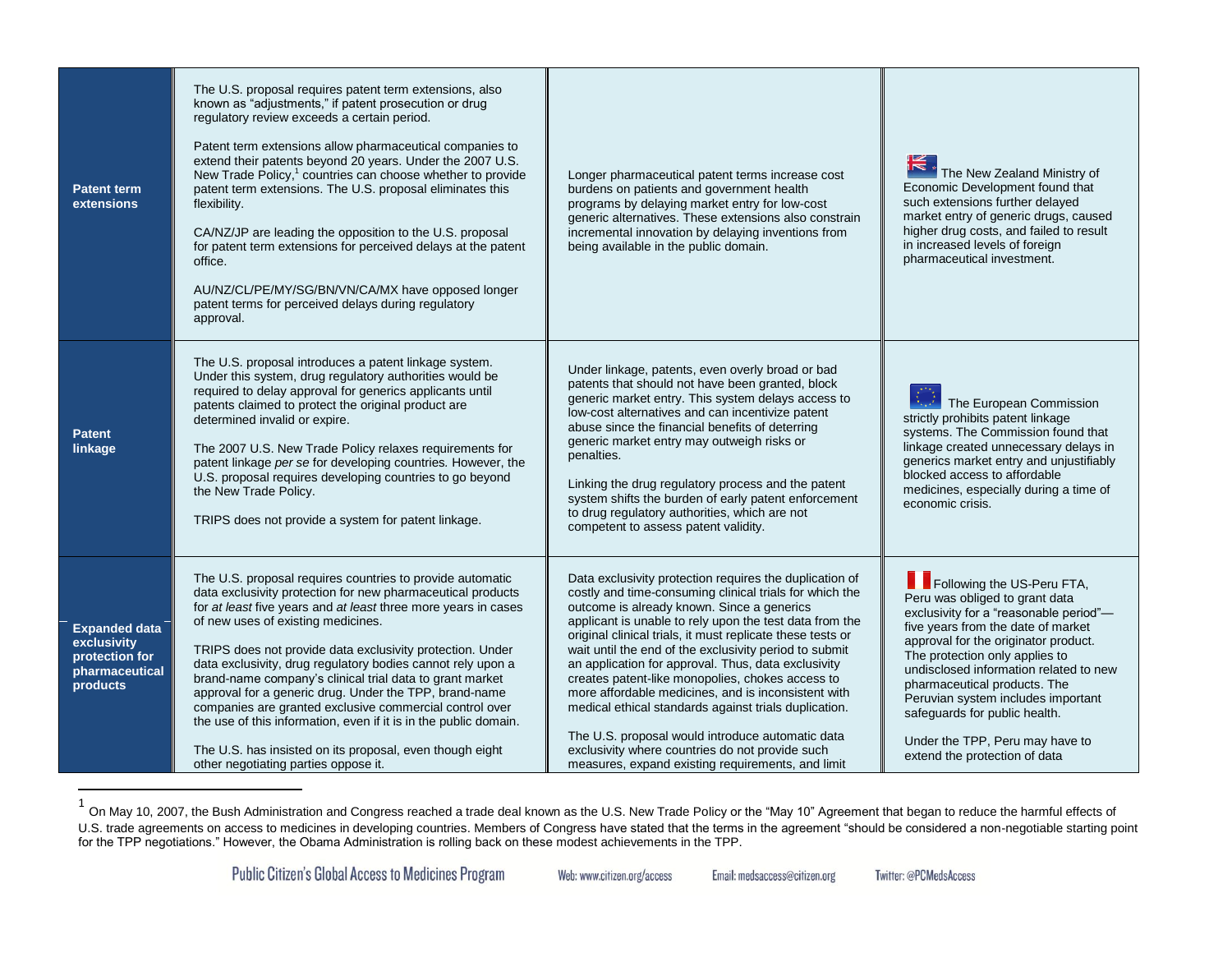| | | | |
|---|---|---|---|
| **Patent term extensions** | The U.S. proposal requires patent term extensions, also known as "adjustments," if patent prosecution or drug regulatory review exceeds a certain period.<br><br>Patent term extensions allow pharmaceutical companies to extend their patents beyond 20 years. Under the 2007 U.S. New Trade Policy,[1] countries can choose whether to provide patent term extensions. The U.S. proposal eliminates this flexibility.<br><br>CA/NZ/JP are leading the opposition to the U.S. proposal for patent term extensions for perceived delays at the patent office.<br><br>AU/NZ/CL/PE/MY/SG/BN/VN/CA/MX have opposed longer patent terms for perceived delays during regulatory approval. | Longer pharmaceutical patent terms increase cost burdens on patients and government health programs by delaying market entry for low-cost generic alternatives. These extensions also constrain incremental innovation by delaying inventions from being available in the public domain. | The New Zealand Ministry of Economic Development found that such extensions further delayed market entry of generic drugs, caused higher drug costs, and failed to result in increased levels of foreign pharmaceutical investment. |
| **Patent linkage** | The U.S. proposal introduces a patent linkage system. Under this system, drug regulatory authorities would be required to delay approval for generics applicants until patents claimed to protect the original product are determined invalid or expire.<br><br>The 2007 U.S. New Trade Policy relaxes requirements for patent linkage *per se* for developing countries. However, the U.S. proposal requires developing countries to go beyond the New Trade Policy.<br><br>TRIPS does not provide a system for patent linkage. | Under linkage, patents, even overly broad or bad patents that should not have been granted, block generic market entry. This system delays access to low-cost alternatives and can incentivize patent abuse since the financial benefits of deterring generic market entry may outweigh risks or penalties.<br><br>Linking the drug regulatory process and the patent system shifts the burden of early patent enforcement to drug regulatory authorities, which are not competent to assess patent validity. | The European Commission strictly prohibits patent linkage systems. The Commission found that linkage created unnecessary delays in generics market entry and unjustifiably blocked access to affordable medicines, especially during a time of economic crisis. |
| **Expanded data exclusivity protection for pharmaceutical products** | The U.S. proposal requires countries to provide automatic data exclusivity protection for new pharmaceutical products for *at least* five years and *at least* three more years in cases of new uses of existing medicines.<br><br>TRIPS does not provide data exclusivity protection. Under data exclusivity, drug regulatory bodies cannot rely upon a brand-name company's clinical trial data to grant market approval for a generic drug. Under the TPP, brand-name companies are granted exclusive commercial control over the use of this information, even if it is in the public domain.<br><br>The U.S. has insisted on its proposal, even though eight other negotiating parties oppose it. | Data exclusivity protection requires the duplication of costly and time-consuming clinical trials for which the outcome is already known. Since a generics applicant is unable to rely upon the test data from the original clinical trials, it must replicate these tests or wait until the end of the exclusivity period to submit an application for approval. Thus, data exclusivity creates patent-like monopolies, chokes access to more affordable medicines, and is inconsistent with medical ethical standards against trials duplication.<br><br>The U.S. proposal would introduce automatic data exclusivity where countries do not provide such measures, expand existing requirements, and limit | Following the US-Peru FTA, Peru was obliged to grant data exclusivity for a "reasonable period"—five years from the date of market approval for the originator product. The protection only applies to undisclosed information related to new pharmaceutical products. The Peruvian system includes important safeguards for public health.<br><br>Under the TPP, Peru may have to extend the protection of data |

[1] On May 10, 2007, the Bush Administration and Congress reached a trade deal known as the U.S. New Trade Policy or the "May 10" Agreement that began to reduce the harmful effects of U.S. trade agreements on access to medicines in developing countries. Members of Congress have stated that the terms in the agreement "should be considered a non-negotiable starting point for the TPP negotiations." However, the Obama Administration is rolling back on these modest achievements in the TPP.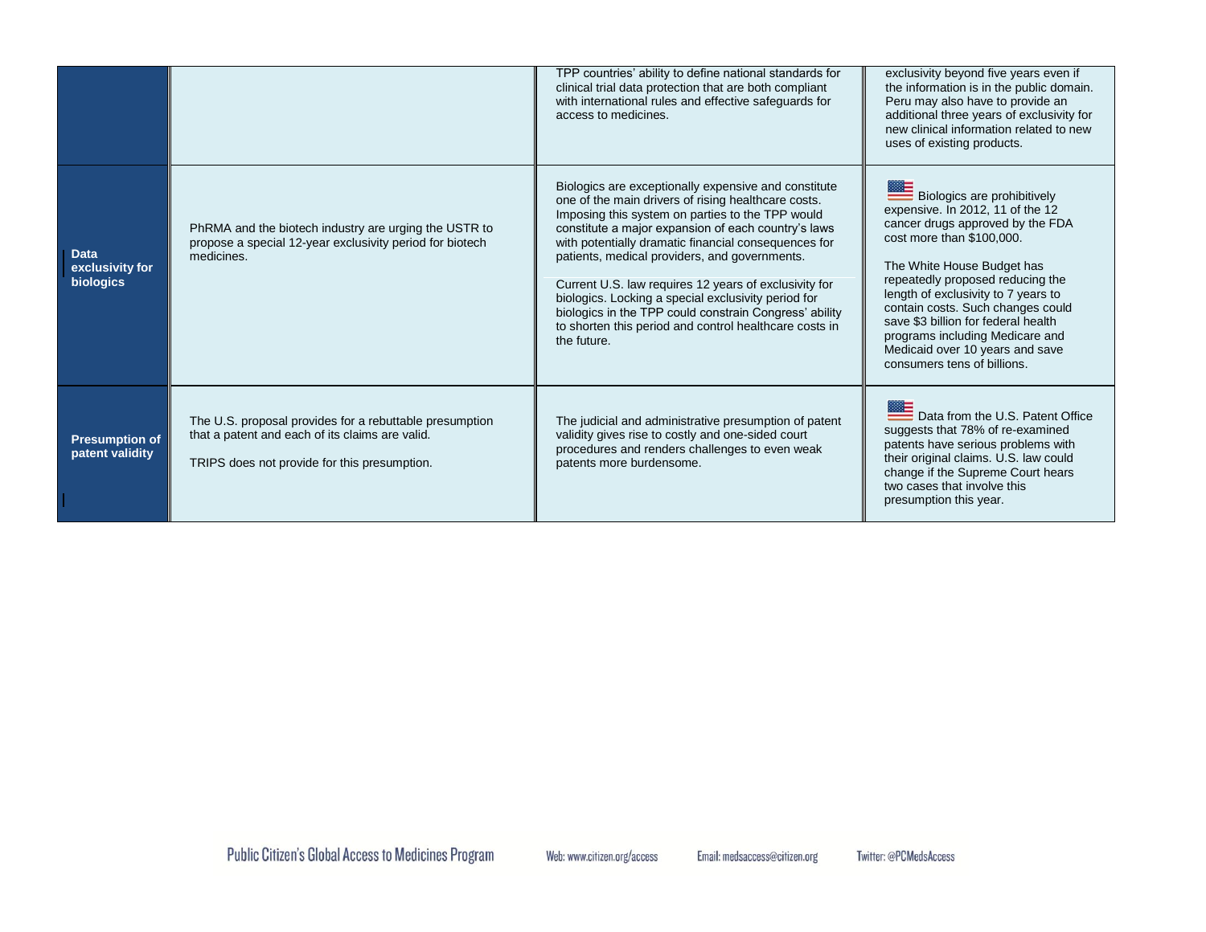| | | | |
|---|---|---|---|
| | | TPP countries' ability to define national standards for clinical trial data protection that are both compliant with international rules and effective safeguards for access to medicines. | exclusivity beyond five years even if the information is in the public domain. Peru may also have to provide an additional three years of exclusivity for new clinical information related to new uses of existing products. |
| **Data exclusivity for biologics** | PhRMA and the biotech industry are urging the USTR to propose a special 12-year exclusivity period for biotech medicines. | Biologics are exceptionally expensive and constitute one of the main drivers of rising healthcare costs. Imposing this system on parties to the TPP would constitute a major expansion of each country's laws with potentially dramatic financial consequences for patients, medical providers, and governments.<br><br>Current U.S. law requires 12 years of exclusivity for biologics. Locking a special exclusivity period for biologics in the TPP could constrain Congress' ability to shorten this period and control healthcare costs in the future. | Biologics are prohibitively expensive. In 2012, 11 of the 12 cancer drugs approved by the FDA cost more than $100,000.<br><br>The White House Budget has repeatedly proposed reducing the length of exclusivity to 7 years to contain costs. Such changes could save $3 billion for federal health programs including Medicare and Medicaid over 10 years and save consumers tens of billions. |
| **Presumption of patent validity** | The U.S. proposal provides for a rebuttable presumption that a patent and each of its claims are valid.<br><br>TRIPS does not provide for this presumption. | The judicial and administrative presumption of patent validity gives rise to costly and one-sided court procedures and renders challenges to even weak patents more burdensome. | Data from the U.S. Patent Office suggests that 78% of re-examined patents have serious problems with their original claims. U.S. law could change if the Supreme Court hears two cases that involve this presumption this year. |